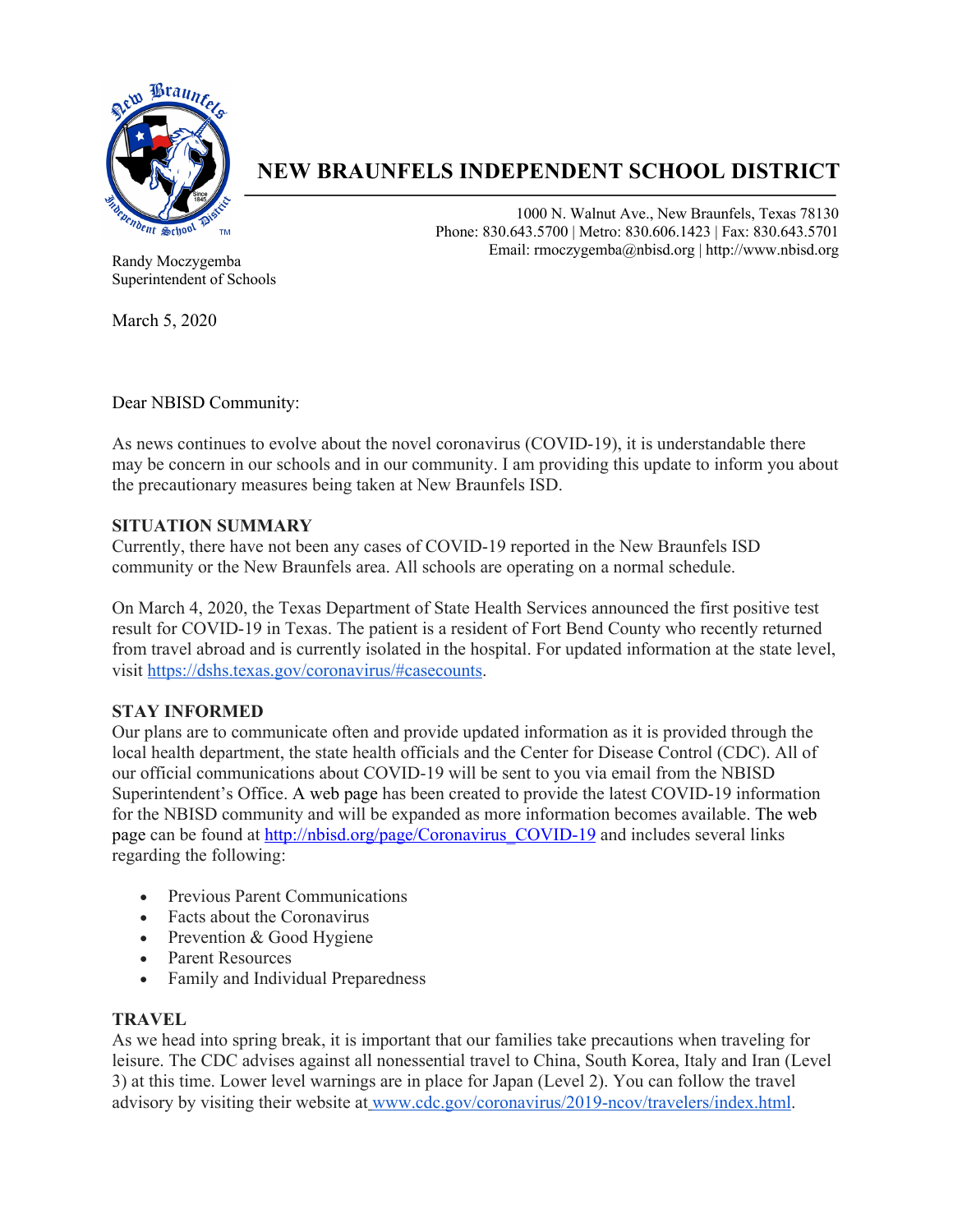# NEW BRAUNFELS INDEPENDENT SCHOOL DISTRICT

1000 N. Walnut Ave., New Braunfels, Texas 78130
Phone: 830.643.5700 | Metro: 830.606.1423 | Fax: 830.643.5701
Email: rmoczygemba@nbisd.org | http://www.nbisd.org

Randy Moczygemba
Superintendent of Schools

March 5, 2020

Dear NBISD Community:

As news continues to evolve about the novel coronavirus (COVID-19), it is understandable there may be concern in our schools and in our community. I am providing this update to inform you about the precautionary measures being taken at New Braunfels ISD.

**SITUATION SUMMARY**
Currently, there have not been any cases of COVID-19 reported in the New Braunfels ISD community or the New Braunfels area. All schools are operating on a normal schedule.

On March 4, 2020, the Texas Department of State Health Services announced the first positive test result for COVID-19 in Texas. The patient is a resident of Fort Bend County who recently returned from travel abroad and is currently isolated in the hospital. For updated information at the state level, visit https://dshs.texas.gov/coronavirus/#casecounts.

**STAY INFORMED**
Our plans are to communicate often and provide updated information as it is provided through the local health department, the state health officials and the Center for Disease Control (CDC). All of our official communications about COVID-19 will be sent to you via email from the NBISD Superintendent's Office. A web page has been created to provide the latest COVID-19 information for the NBISD community and will be expanded as more information becomes available. The web page can be found at http://nbisd.org/page/Coronavirus_COVID-19 and includes several links regarding the following:

- Previous Parent Communications
- Facts about the Coronavirus
- Prevention & Good Hygiene
- Parent Resources
- Family and Individual Preparedness

**TRAVEL**
As we head into spring break, it is important that our families take precautions when traveling for leisure. The CDC advises against all nonessential travel to China, South Korea, Italy and Iran (Level 3) at this time. Lower level warnings are in place for Japan (Level 2). You can follow the travel advisory by visiting their website at www.cdc.gov/coronavirus/2019-ncov/travelers/index.html.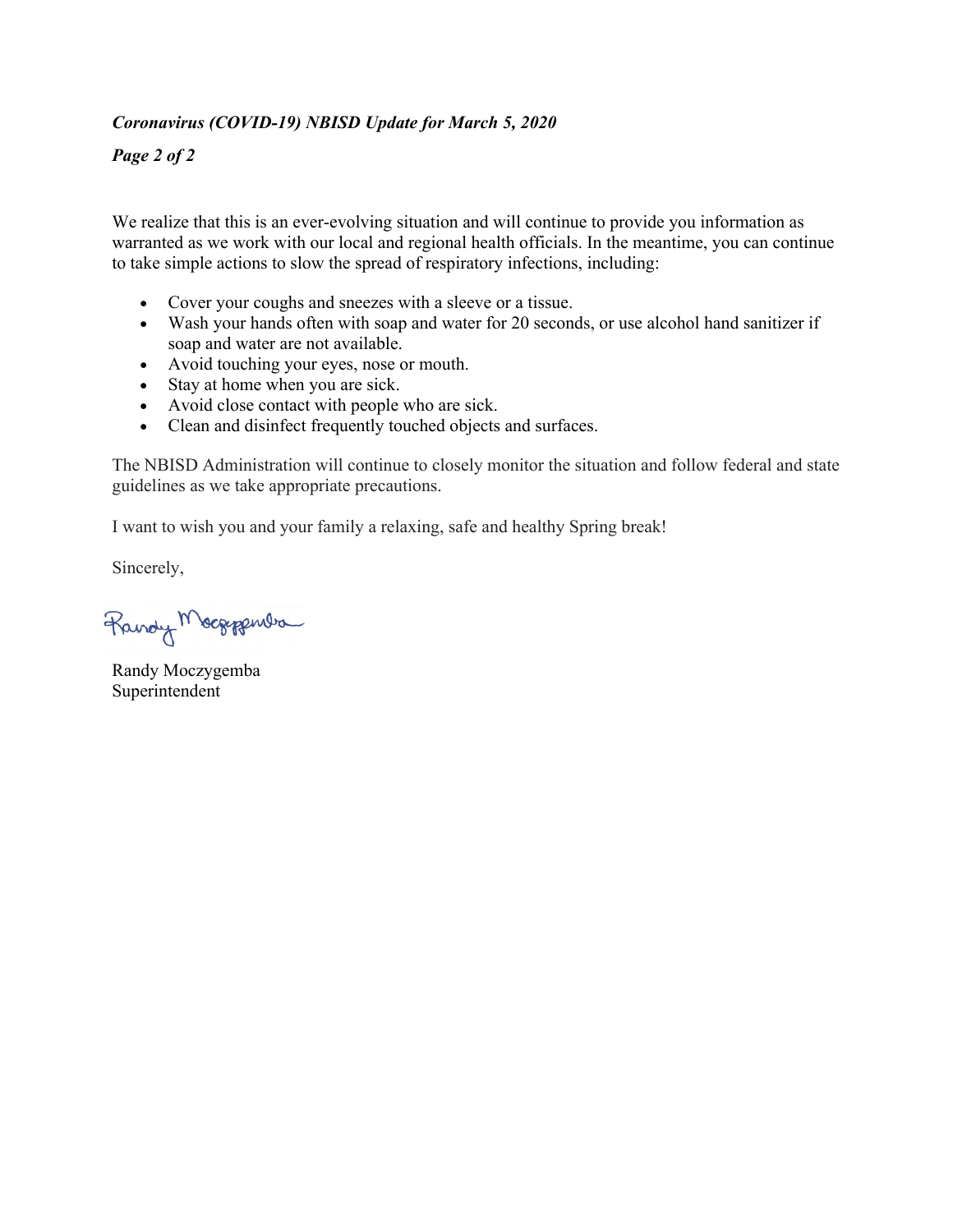We realize that this is an ever-evolving situation and will continue to provide you information as warranted as we work with our local and regional health officials. In the meantime, you can continue to take simple actions to slow the spread of respiratory infections, including:

- Cover your coughs and sneezes with a sleeve or a tissue.
- Wash your hands often with soap and water for 20 seconds, or use alcohol hand sanitizer if soap and water are not available.
- Avoid touching your eyes, nose or mouth.
- Stay at home when you are sick.
- Avoid close contact with people who are sick.
- Clean and disinfect frequently touched objects and surfaces.

The NBISD Administration will continue to closely monitor the situation and follow federal and state guidelines as we take appropriate precautions.

I want to wish you and your family a relaxing, safe and healthy Spring break!

Sincerely,

Randy Moczygemba
Superintendent